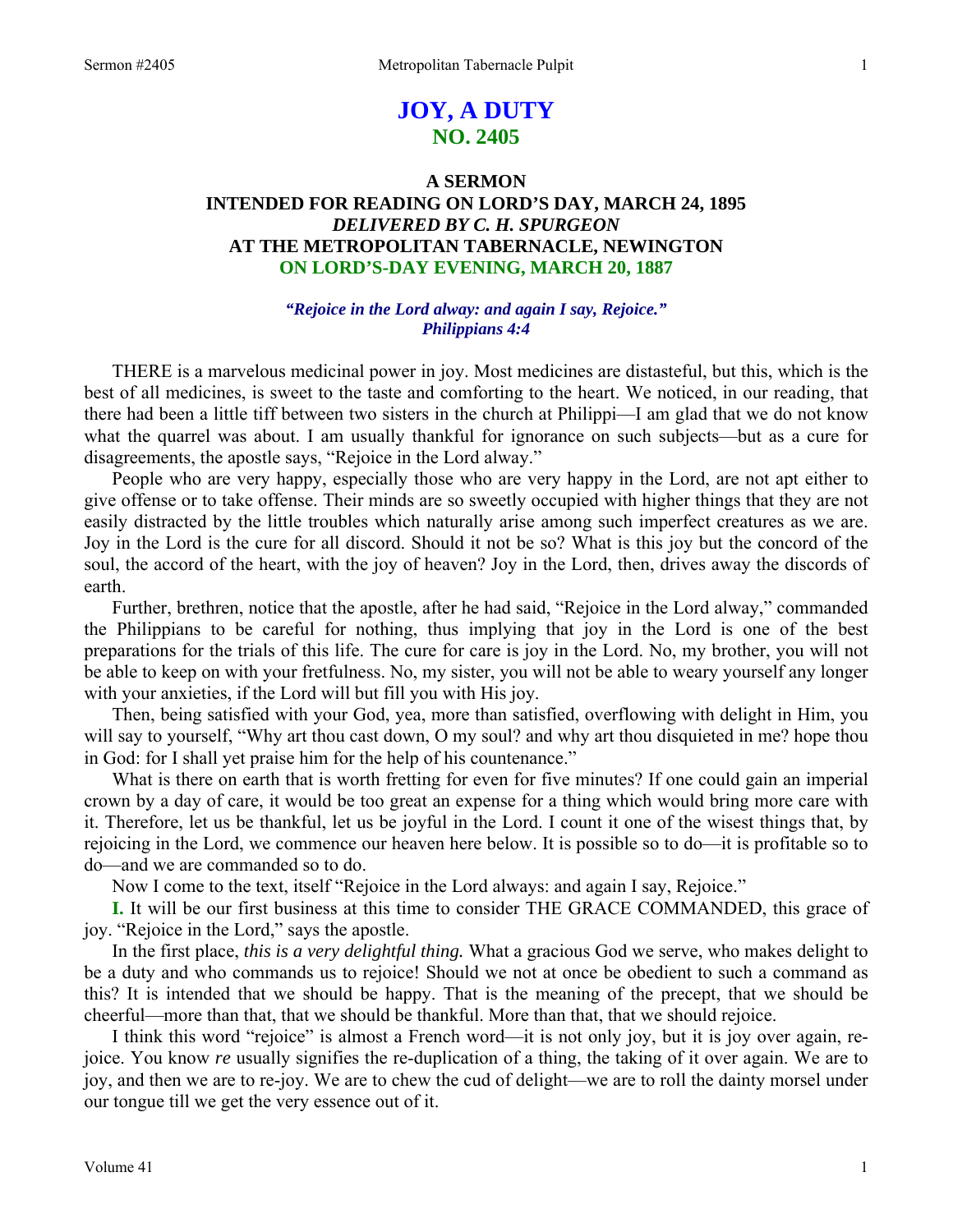# JOY, A DUTY
## NO. 2405

### A SERMON
### INTENDED FOR READING ON LORD'S DAY, MARCH 24, 1895
### *DELIVERED BY C. H. SPURGEON*
### AT THE METROPOLITAN TABERNACLE, NEWINGTON
### ON LORD'S-DAY EVENING, MARCH 20, 1887

***"Rejoice in the Lord alway: and again I say, Rejoice."***
***Philippians 4:4***

THERE is a marvelous medicinal power in joy. Most medicines are distasteful, but this, which is the best of all medicines, is sweet to the taste and comforting to the heart. We noticed, in our reading, that there had been a little tiff between two sisters in the church at Philippi—I am glad that we do not know what the quarrel was about. I am usually thankful for ignorance on such subjects—but as a cure for disagreements, the apostle says, "Rejoice in the Lord alway."

People who are very happy, especially those who are very happy in the Lord, are not apt either to give offense or to take offense. Their minds are so sweetly occupied with higher things that they are not easily distracted by the little troubles which naturally arise among such imperfect creatures as we are. Joy in the Lord is the cure for all discord. Should it not be so? What is this joy but the concord of the soul, the accord of the heart, with the joy of heaven? Joy in the Lord, then, drives away the discords of earth.

Further, brethren, notice that the apostle, after he had said, "Rejoice in the Lord alway," commanded the Philippians to be careful for nothing, thus implying that joy in the Lord is one of the best preparations for the trials of this life. The cure for care is joy in the Lord. No, my brother, you will not be able to keep on with your fretfulness. No, my sister, you will not be able to weary yourself any longer with your anxieties, if the Lord will but fill you with His joy.

Then, being satisfied with your God, yea, more than satisfied, overflowing with delight in Him, you will say to yourself, "Why art thou cast down, O my soul? and why art thou disquieted in me? hope thou in God: for I shall yet praise him for the help of his countenance."

What is there on earth that is worth fretting for even for five minutes? If one could gain an imperial crown by a day of care, it would be too great an expense for a thing which would bring more care with it. Therefore, let us be thankful, let us be joyful in the Lord. I count it one of the wisest things that, by rejoicing in the Lord, we commence our heaven here below. It is possible so to do—it is profitable so to do—and we are commanded so to do.

Now I come to the text, itself "Rejoice in the Lord always: and again I say, Rejoice."

**I.** It will be our first business at this time to consider THE GRACE COMMANDED, this grace of joy. "Rejoice in the Lord," says the apostle.

In the first place, *this is a very delightful thing.* What a gracious God we serve, who makes delight to be a duty and who commands us to rejoice! Should we not at once be obedient to such a command as this? It is intended that we should be happy. That is the meaning of the precept, that we should be cheerful—more than that, that we should be thankful. More than that, that we should rejoice.

I think this word "rejoice" is almost a French word—it is not only joy, but it is joy over again, re-joice. You know *re* usually signifies the re-duplication of a thing, the taking of it over again. We are to joy, and then we are to re-joy. We are to chew the cud of delight—we are to roll the dainty morsel under our tongue till we get the very essence out of it.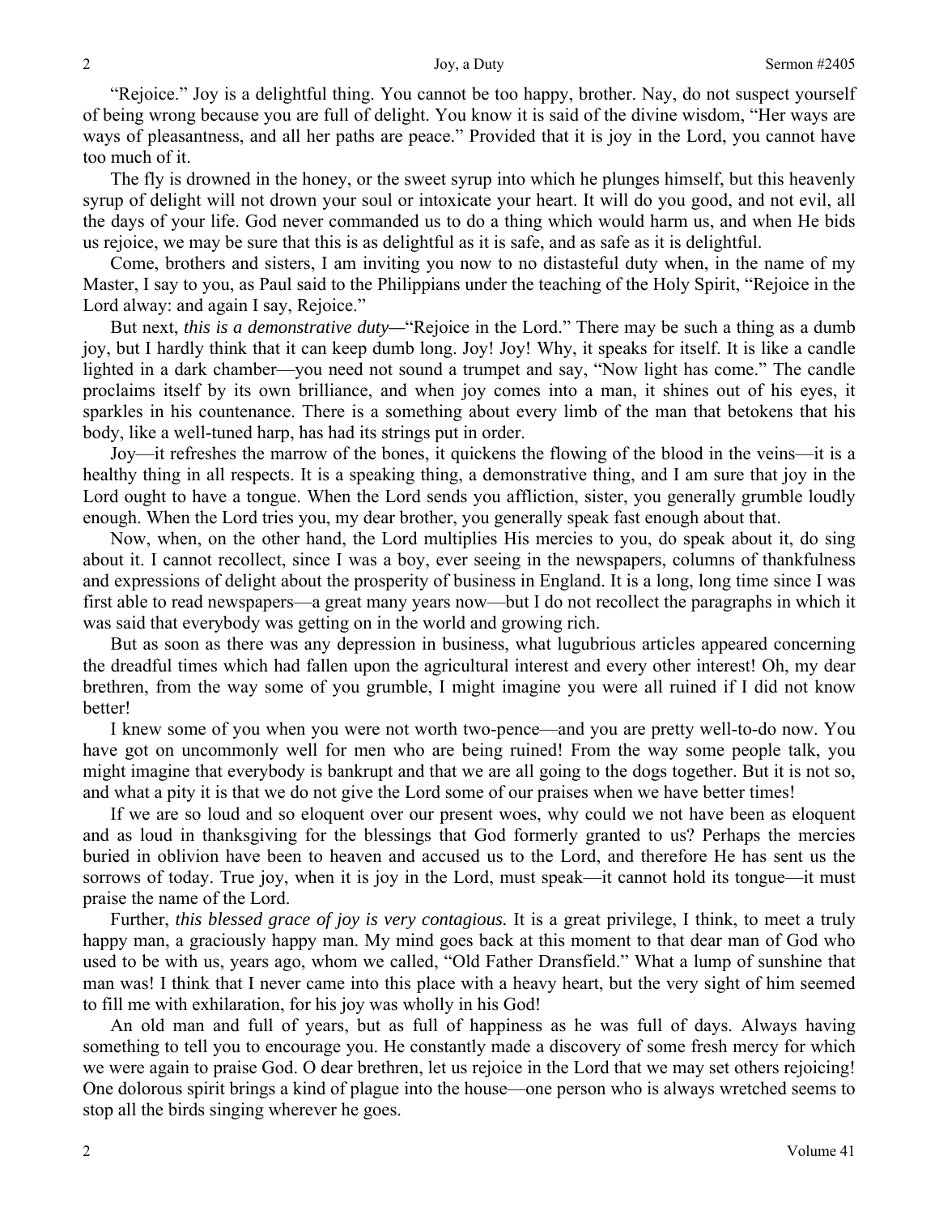"Rejoice." Joy is a delightful thing. You cannot be too happy, brother. Nay, do not suspect yourself of being wrong because you are full of delight. You know it is said of the divine wisdom, "Her ways are ways of pleasantness, and all her paths are peace." Provided that it is joy in the Lord, you cannot have too much of it.

The fly is drowned in the honey, or the sweet syrup into which he plunges himself, but this heavenly syrup of delight will not drown your soul or intoxicate your heart. It will do you good, and not evil, all the days of your life. God never commanded us to do a thing which would harm us, and when He bids us rejoice, we may be sure that this is as delightful as it is safe, and as safe as it is delightful.

Come, brothers and sisters, I am inviting you now to no distasteful duty when, in the name of my Master, I say to you, as Paul said to the Philippians under the teaching of the Holy Spirit, "Rejoice in the Lord alway: and again I say, Rejoice."

But next, *this is a demonstrative duty—*"Rejoice in the Lord." There may be such a thing as a dumb joy, but I hardly think that it can keep dumb long. Joy! Joy! Why, it speaks for itself. It is like a candle lighted in a dark chamber—you need not sound a trumpet and say, "Now light has come." The candle proclaims itself by its own brilliance, and when joy comes into a man, it shines out of his eyes, it sparkles in his countenance. There is a something about every limb of the man that betokens that his body, like a well-tuned harp, has had its strings put in order.

Joy—it refreshes the marrow of the bones, it quickens the flowing of the blood in the veins—it is a healthy thing in all respects. It is a speaking thing, a demonstrative thing, and I am sure that joy in the Lord ought to have a tongue. When the Lord sends you affliction, sister, you generally grumble loudly enough. When the Lord tries you, my dear brother, you generally speak fast enough about that.

Now, when, on the other hand, the Lord multiplies His mercies to you, do speak about it, do sing about it. I cannot recollect, since I was a boy, ever seeing in the newspapers, columns of thankfulness and expressions of delight about the prosperity of business in England. It is a long, long time since I was first able to read newspapers—a great many years now—but I do not recollect the paragraphs in which it was said that everybody was getting on in the world and growing rich.

But as soon as there was any depression in business, what lugubrious articles appeared concerning the dreadful times which had fallen upon the agricultural interest and every other interest! Oh, my dear brethren, from the way some of you grumble, I might imagine you were all ruined if I did not know better!

I knew some of you when you were not worth two-pence—and you are pretty well-to-do now. You have got on uncommonly well for men who are being ruined! From the way some people talk, you might imagine that everybody is bankrupt and that we are all going to the dogs together. But it is not so, and what a pity it is that we do not give the Lord some of our praises when we have better times!

If we are so loud and so eloquent over our present woes, why could we not have been as eloquent and as loud in thanksgiving for the blessings that God formerly granted to us? Perhaps the mercies buried in oblivion have been to heaven and accused us to the Lord, and therefore He has sent us the sorrows of today. True joy, when it is joy in the Lord, must speak—it cannot hold its tongue—it must praise the name of the Lord.

Further, *this blessed grace of joy is very contagious.* It is a great privilege, I think, to meet a truly happy man, a graciously happy man. My mind goes back at this moment to that dear man of God who used to be with us, years ago, whom we called, "Old Father Dransfield." What a lump of sunshine that man was! I think that I never came into this place with a heavy heart, but the very sight of him seemed to fill me with exhilaration, for his joy was wholly in his God!

An old man and full of years, but as full of happiness as he was full of days. Always having something to tell you to encourage you. He constantly made a discovery of some fresh mercy for which we were again to praise God. O dear brethren, let us rejoice in the Lord that we may set others rejoicing! One dolorous spirit brings a kind of plague into the house—one person who is always wretched seems to stop all the birds singing wherever he goes.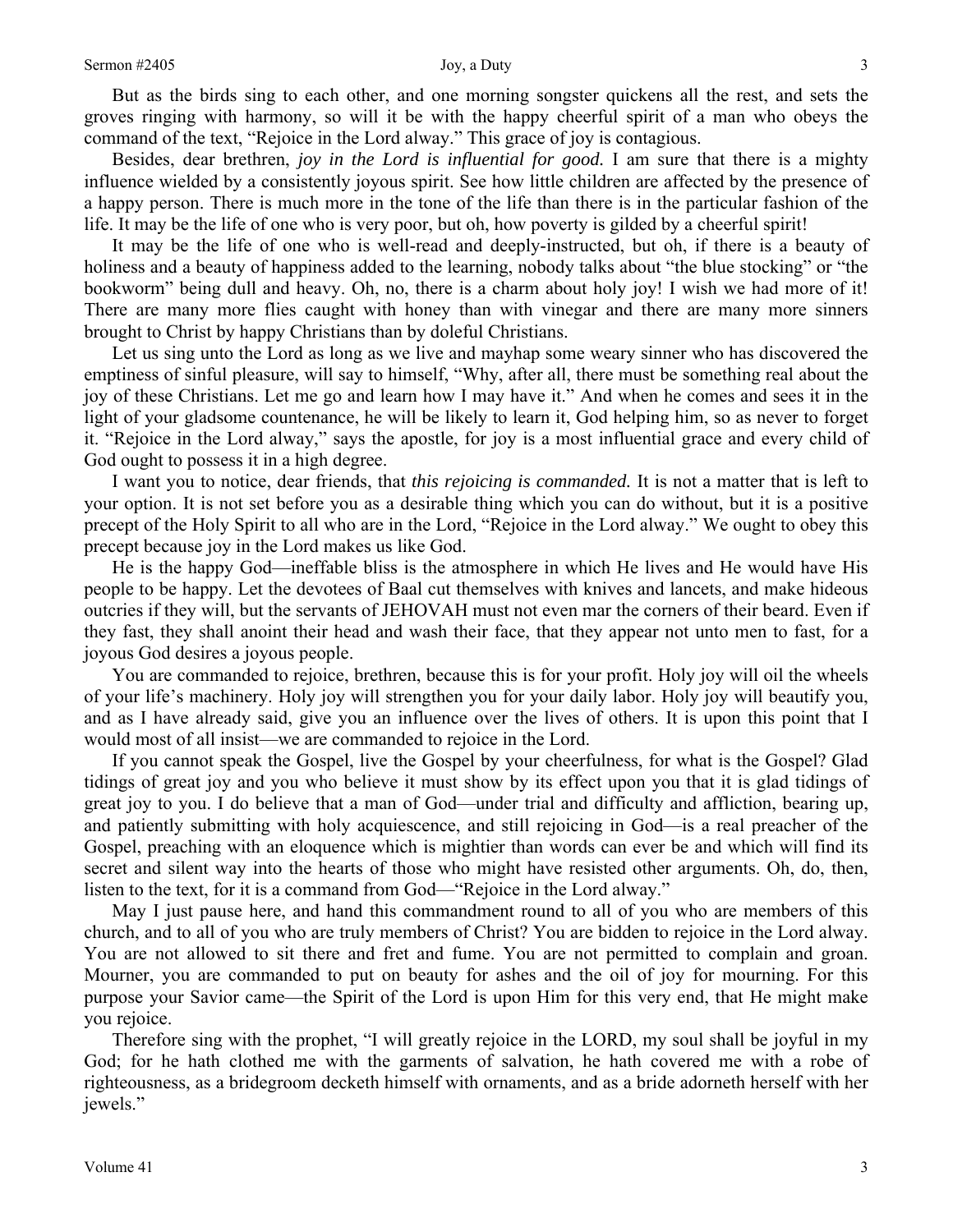But as the birds sing to each other, and one morning songster quickens all the rest, and sets the groves ringing with harmony, so will it be with the happy cheerful spirit of a man who obeys the command of the text, "Rejoice in the Lord alway." This grace of joy is contagious.

Besides, dear brethren, *joy in the Lord is influential for good.* I am sure that there is a mighty influence wielded by a consistently joyous spirit. See how little children are affected by the presence of a happy person. There is much more in the tone of the life than there is in the particular fashion of the life. It may be the life of one who is very poor, but oh, how poverty is gilded by a cheerful spirit!

It may be the life of one who is well-read and deeply-instructed, but oh, if there is a beauty of holiness and a beauty of happiness added to the learning, nobody talks about "the blue stocking" or "the bookworm" being dull and heavy. Oh, no, there is a charm about holy joy! I wish we had more of it! There are many more flies caught with honey than with vinegar and there are many more sinners brought to Christ by happy Christians than by doleful Christians.

Let us sing unto the Lord as long as we live and mayhap some weary sinner who has discovered the emptiness of sinful pleasure, will say to himself, "Why, after all, there must be something real about the joy of these Christians. Let me go and learn how I may have it." And when he comes and sees it in the light of your gladsome countenance, he will be likely to learn it, God helping him, so as never to forget it. "Rejoice in the Lord alway," says the apostle, for joy is a most influential grace and every child of God ought to possess it in a high degree.

I want you to notice, dear friends, that *this rejoicing is commanded.* It is not a matter that is left to your option. It is not set before you as a desirable thing which you can do without, but it is a positive precept of the Holy Spirit to all who are in the Lord, "Rejoice in the Lord alway." We ought to obey this precept because joy in the Lord makes us like God.

He is the happy God—ineffable bliss is the atmosphere in which He lives and He would have His people to be happy. Let the devotees of Baal cut themselves with knives and lancets, and make hideous outcries if they will, but the servants of JEHOVAH must not even mar the corners of their beard. Even if they fast, they shall anoint their head and wash their face, that they appear not unto men to fast, for a joyous God desires a joyous people.

You are commanded to rejoice, brethren, because this is for your profit. Holy joy will oil the wheels of your life's machinery. Holy joy will strengthen you for your daily labor. Holy joy will beautify you, and as I have already said, give you an influence over the lives of others. It is upon this point that I would most of all insist—we are commanded to rejoice in the Lord.

If you cannot speak the Gospel, live the Gospel by your cheerfulness, for what is the Gospel? Glad tidings of great joy and you who believe it must show by its effect upon you that it is glad tidings of great joy to you. I do believe that a man of God—under trial and difficulty and affliction, bearing up, and patiently submitting with holy acquiescence, and still rejoicing in God—is a real preacher of the Gospel, preaching with an eloquence which is mightier than words can ever be and which will find its secret and silent way into the hearts of those who might have resisted other arguments. Oh, do, then, listen to the text, for it is a command from God—"Rejoice in the Lord alway."

May I just pause here, and hand this commandment round to all of you who are members of this church, and to all of you who are truly members of Christ? You are bidden to rejoice in the Lord alway. You are not allowed to sit there and fret and fume. You are not permitted to complain and groan. Mourner, you are commanded to put on beauty for ashes and the oil of joy for mourning. For this purpose your Savior came—the Spirit of the Lord is upon Him for this very end, that He might make you rejoice.

Therefore sing with the prophet, "I will greatly rejoice in the LORD, my soul shall be joyful in my God; for he hath clothed me with the garments of salvation, he hath covered me with a robe of righteousness, as a bridegroom decketh himself with ornaments, and as a bride adorneth herself with her jewels."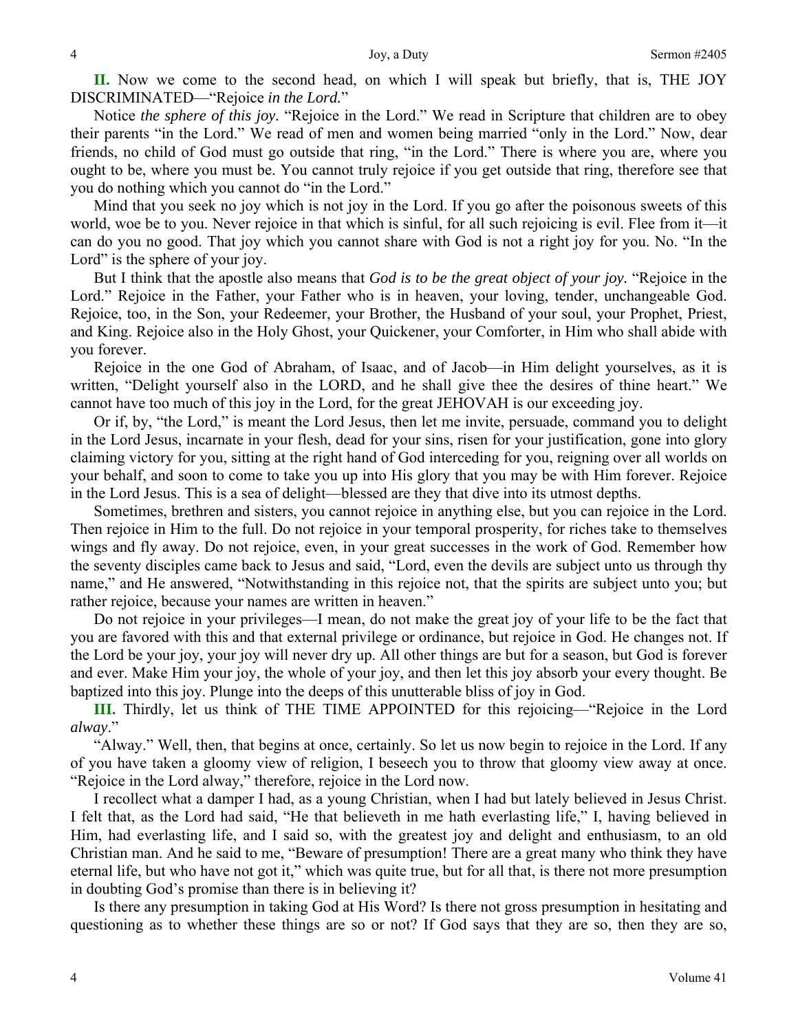**II.** Now we come to the second head, on which I will speak but briefly, that is, THE JOY DISCRIMINATED—"Rejoice *in the Lord.*"

Notice *the sphere of this joy.* "Rejoice in the Lord." We read in Scripture that children are to obey their parents "in the Lord." We read of men and women being married "only in the Lord." Now, dear friends, no child of God must go outside that ring, "in the Lord." There is where you are, where you ought to be, where you must be. You cannot truly rejoice if you get outside that ring, therefore see that you do nothing which you cannot do "in the Lord."

Mind that you seek no joy which is not joy in the Lord. If you go after the poisonous sweets of this world, woe be to you. Never rejoice in that which is sinful, for all such rejoicing is evil. Flee from it—it can do you no good. That joy which you cannot share with God is not a right joy for you. No. "In the Lord" is the sphere of your joy.

But I think that the apostle also means that *God is to be the great object of your joy.* "Rejoice in the Lord." Rejoice in the Father, your Father who is in heaven, your loving, tender, unchangeable God. Rejoice, too, in the Son, your Redeemer, your Brother, the Husband of your soul, your Prophet, Priest, and King. Rejoice also in the Holy Ghost, your Quickener, your Comforter, in Him who shall abide with you forever.

Rejoice in the one God of Abraham, of Isaac, and of Jacob—in Him delight yourselves, as it is written, "Delight yourself also in the LORD, and he shall give thee the desires of thine heart." We cannot have too much of this joy in the Lord, for the great JEHOVAH is our exceeding joy.

Or if, by, "the Lord," is meant the Lord Jesus, then let me invite, persuade, command you to delight in the Lord Jesus, incarnate in your flesh, dead for your sins, risen for your justification, gone into glory claiming victory for you, sitting at the right hand of God interceding for you, reigning over all worlds on your behalf, and soon to come to take you up into His glory that you may be with Him forever. Rejoice in the Lord Jesus. This is a sea of delight—blessed are they that dive into its utmost depths.

Sometimes, brethren and sisters, you cannot rejoice in anything else, but you can rejoice in the Lord. Then rejoice in Him to the full. Do not rejoice in your temporal prosperity, for riches take to themselves wings and fly away. Do not rejoice, even, in your great successes in the work of God. Remember how the seventy disciples came back to Jesus and said, "Lord, even the devils are subject unto us through thy name," and He answered, "Notwithstanding in this rejoice not, that the spirits are subject unto you; but rather rejoice, because your names are written in heaven."

Do not rejoice in your privileges—I mean, do not make the great joy of your life to be the fact that you are favored with this and that external privilege or ordinance, but rejoice in God. He changes not. If the Lord be your joy, your joy will never dry up. All other things are but for a season, but God is forever and ever. Make Him your joy, the whole of your joy, and then let this joy absorb your every thought. Be baptized into this joy. Plunge into the deeps of this unutterable bliss of joy in God.

**III.** Thirdly, let us think of THE TIME APPOINTED for this rejoicing—"Rejoice in the Lord *alway*."

"Alway." Well, then, that begins at once, certainly. So let us now begin to rejoice in the Lord. If any of you have taken a gloomy view of religion, I beseech you to throw that gloomy view away at once. "Rejoice in the Lord alway," therefore, rejoice in the Lord now.

I recollect what a damper I had, as a young Christian, when I had but lately believed in Jesus Christ. I felt that, as the Lord had said, "He that believeth in me hath everlasting life," I, having believed in Him, had everlasting life, and I said so, with the greatest joy and delight and enthusiasm, to an old Christian man. And he said to me, "Beware of presumption! There are a great many who think they have eternal life, but who have not got it," which was quite true, but for all that, is there not more presumption in doubting God's promise than there is in believing it?

Is there any presumption in taking God at His Word? Is there not gross presumption in hesitating and questioning as to whether these things are so or not? If God says that they are so, then they are so,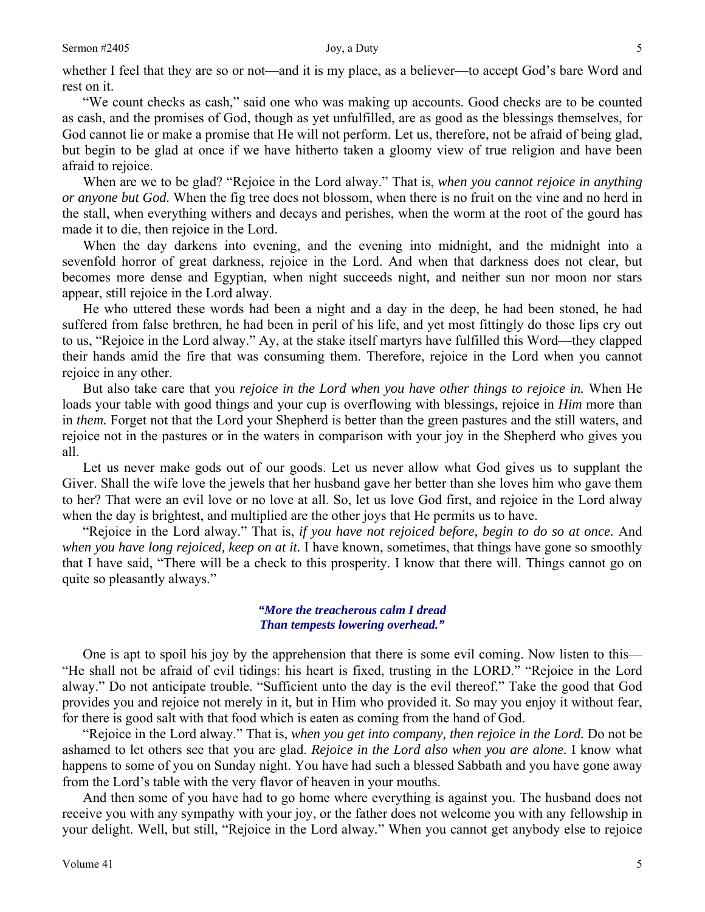whether I feel that they are so or not—and it is my place, as a believer—to accept God's bare Word and rest on it.

"We count checks as cash," said one who was making up accounts. Good checks are to be counted as cash, and the promises of God, though as yet unfulfilled, are as good as the blessings themselves, for God cannot lie or make a promise that He will not perform. Let us, therefore, not be afraid of being glad, but begin to be glad at once if we have hitherto taken a gloomy view of true religion and have been afraid to rejoice.

When are we to be glad? "Rejoice in the Lord alway." That is, *when you cannot rejoice in anything or anyone but God.* When the fig tree does not blossom, when there is no fruit on the vine and no herd in the stall, when everything withers and decays and perishes, when the worm at the root of the gourd has made it to die, then rejoice in the Lord.

When the day darkens into evening, and the evening into midnight, and the midnight into a sevenfold horror of great darkness, rejoice in the Lord. And when that darkness does not clear, but becomes more dense and Egyptian, when night succeeds night, and neither sun nor moon nor stars appear, still rejoice in the Lord alway.

He who uttered these words had been a night and a day in the deep, he had been stoned, he had suffered from false brethren, he had been in peril of his life, and yet most fittingly do those lips cry out to us, "Rejoice in the Lord alway." Ay, at the stake itself martyrs have fulfilled this Word—they clapped their hands amid the fire that was consuming them. Therefore, rejoice in the Lord when you cannot rejoice in any other.

But also take care that you *rejoice in the Lord when you have other things to rejoice in.* When He loads your table with good things and your cup is overflowing with blessings, rejoice in *Him* more than in *them.* Forget not that the Lord your Shepherd is better than the green pastures and the still waters, and rejoice not in the pastures or in the waters in comparison with your joy in the Shepherd who gives you all.

Let us never make gods out of our goods. Let us never allow what God gives us to supplant the Giver. Shall the wife love the jewels that her husband gave her better than she loves him who gave them to her? That were an evil love or no love at all. So, let us love God first, and rejoice in the Lord alway when the day is brightest, and multiplied are the other joys that He permits us to have.

"Rejoice in the Lord alway." That is, *if you have not rejoiced before, begin to do so at once.* And *when you have long rejoiced, keep on at it.* I have known, sometimes, that things have gone so smoothly that I have said, "There will be a check to this prosperity. I know that there will. Things cannot go on quite so pleasantly always."

> ***"More the treacherous calm I dread***
> ***Than tempests lowering overhead."***

One is apt to spoil his joy by the apprehension that there is some evil coming. Now listen to this—"He shall not be afraid of evil tidings: his heart is fixed, trusting in the LORD." "Rejoice in the Lord alway." Do not anticipate trouble. "Sufficient unto the day is the evil thereof." Take the good that God provides you and rejoice not merely in it, but in Him who provided it. So may you enjoy it without fear, for there is good salt with that food which is eaten as coming from the hand of God.

"Rejoice in the Lord alway." That is, *when you get into company, then rejoice in the Lord.* Do not be ashamed to let others see that you are glad. *Rejoice in the Lord also when you are alone.* I know what happens to some of you on Sunday night. You have had such a blessed Sabbath and you have gone away from the Lord's table with the very flavor of heaven in your mouths.

And then some of you have had to go home where everything is against you. The husband does not receive you with any sympathy with your joy, or the father does not welcome you with any fellowship in your delight. Well, but still, "Rejoice in the Lord alway." When you cannot get anybody else to rejoice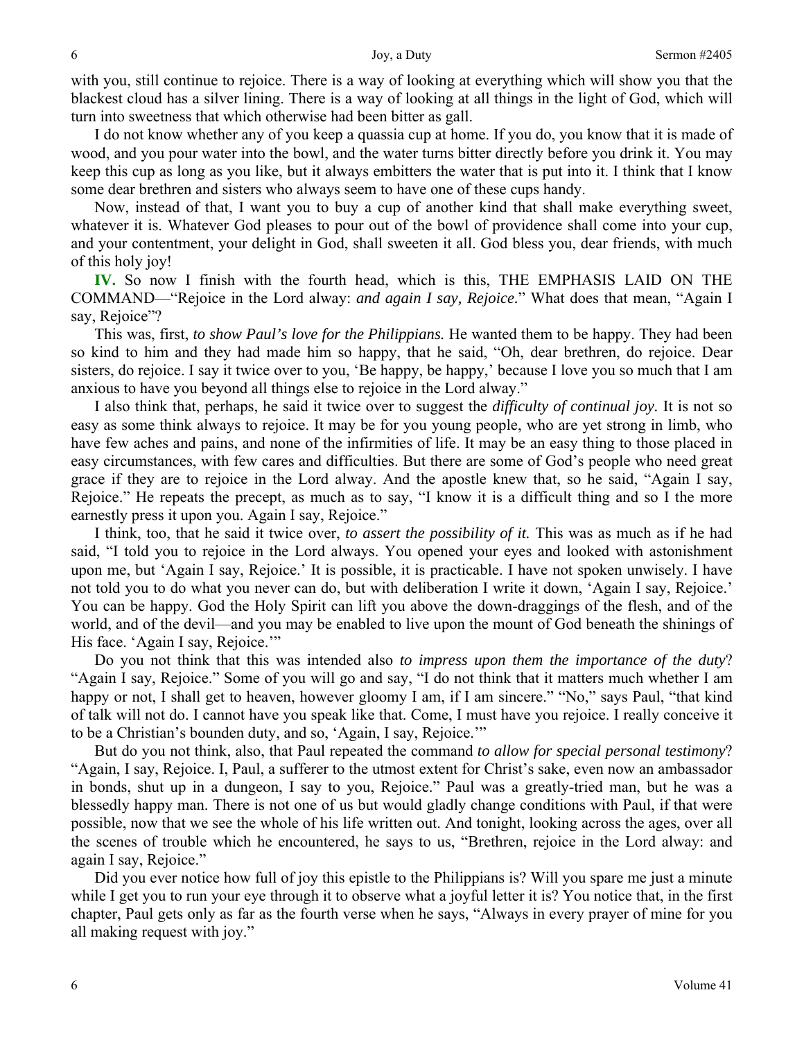with you, still continue to rejoice. There is a way of looking at everything which will show you that the blackest cloud has a silver lining. There is a way of looking at all things in the light of God, which will turn into sweetness that which otherwise had been bitter as gall.

I do not know whether any of you keep a quassia cup at home. If you do, you know that it is made of wood, and you pour water into the bowl, and the water turns bitter directly before you drink it. You may keep this cup as long as you like, but it always embitters the water that is put into it. I think that I know some dear brethren and sisters who always seem to have one of these cups handy.

Now, instead of that, I want you to buy a cup of another kind that shall make everything sweet, whatever it is. Whatever God pleases to pour out of the bowl of providence shall come into your cup, and your contentment, your delight in God, shall sweeten it all. God bless you, dear friends, with much of this holy joy!

**IV.** So now I finish with the fourth head, which is this, THE EMPHASIS LAID ON THE COMMAND—"Rejoice in the Lord alway: *and again I say, Rejoice.*" What does that mean, "Again I say, Rejoice"?

This was, first, *to show Paul's love for the Philippians.* He wanted them to be happy. They had been so kind to him and they had made him so happy, that he said, "Oh, dear brethren, do rejoice. Dear sisters, do rejoice. I say it twice over to you, 'Be happy, be happy,' because I love you so much that I am anxious to have you beyond all things else to rejoice in the Lord alway."

I also think that, perhaps, he said it twice over to suggest the *difficulty of continual joy.* It is not so easy as some think always to rejoice. It may be for you young people, who are yet strong in limb, who have few aches and pains, and none of the infirmities of life. It may be an easy thing to those placed in easy circumstances, with few cares and difficulties. But there are some of God's people who need great grace if they are to rejoice in the Lord alway. And the apostle knew that, so he said, "Again I say, Rejoice." He repeats the precept, as much as to say, "I know it is a difficult thing and so I the more earnestly press it upon you. Again I say, Rejoice."

I think, too, that he said it twice over, *to assert the possibility of it.* This was as much as if he had said, "I told you to rejoice in the Lord always. You opened your eyes and looked with astonishment upon me, but 'Again I say, Rejoice.' It is possible, it is practicable. I have not spoken unwisely. I have not told you to do what you never can do, but with deliberation I write it down, 'Again I say, Rejoice.' You can be happy. God the Holy Spirit can lift you above the down-draggings of the flesh, and of the world, and of the devil—and you may be enabled to live upon the mount of God beneath the shinings of His face. 'Again I say, Rejoice.'"

Do you not think that this was intended also *to impress upon them the importance of the duty*? "Again I say, Rejoice." Some of you will go and say, "I do not think that it matters much whether I am happy or not, I shall get to heaven, however gloomy I am, if I am sincere." "No," says Paul, "that kind of talk will not do. I cannot have you speak like that. Come, I must have you rejoice. I really conceive it to be a Christian's bounden duty, and so, 'Again, I say, Rejoice.'"

But do you not think, also, that Paul repeated the command *to allow for special personal testimony*? "Again, I say, Rejoice. I, Paul, a sufferer to the utmost extent for Christ's sake, even now an ambassador in bonds, shut up in a dungeon, I say to you, Rejoice." Paul was a greatly-tried man, but he was a blessedly happy man. There is not one of us but would gladly change conditions with Paul, if that were possible, now that we see the whole of his life written out. And tonight, looking across the ages, over all the scenes of trouble which he encountered, he says to us, "Brethren, rejoice in the Lord alway: and again I say, Rejoice."

Did you ever notice how full of joy this epistle to the Philippians is? Will you spare me just a minute while I get you to run your eye through it to observe what a joyful letter it is? You notice that, in the first chapter, Paul gets only as far as the fourth verse when he says, "Always in every prayer of mine for you all making request with joy."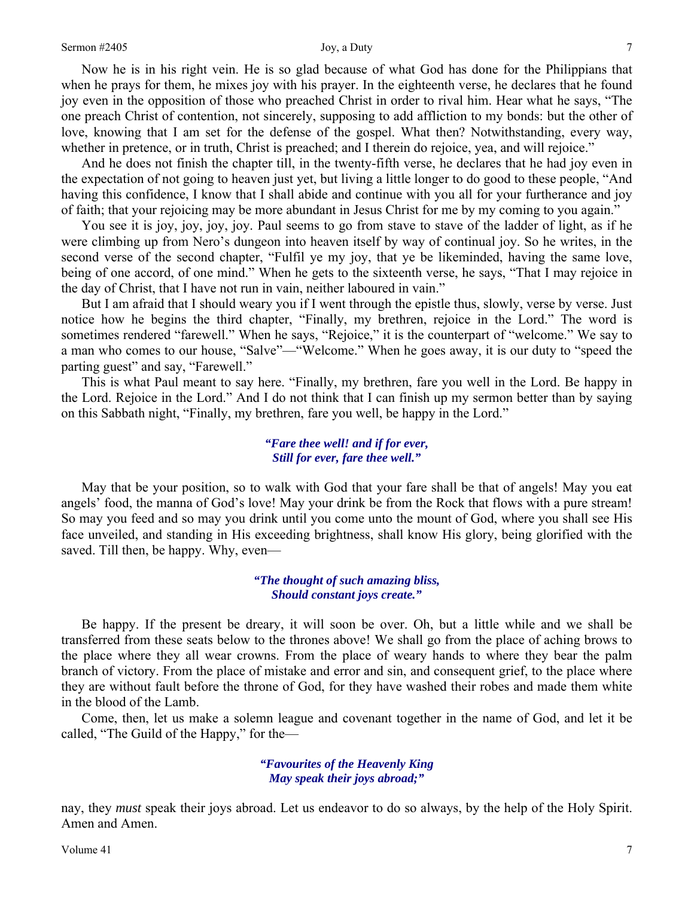Now he is in his right vein. He is so glad because of what God has done for the Philippians that when he prays for them, he mixes joy with his prayer. In the eighteenth verse, he declares that he found joy even in the opposition of those who preached Christ in order to rival him. Hear what he says, "The one preach Christ of contention, not sincerely, supposing to add affliction to my bonds: but the other of love, knowing that I am set for the defense of the gospel. What then? Notwithstanding, every way, whether in pretence, or in truth, Christ is preached; and I therein do rejoice, yea, and will rejoice."

And he does not finish the chapter till, in the twenty-fifth verse, he declares that he had joy even in the expectation of not going to heaven just yet, but living a little longer to do good to these people, "And having this confidence, I know that I shall abide and continue with you all for your furtherance and joy of faith; that your rejoicing may be more abundant in Jesus Christ for me by my coming to you again."

You see it is joy, joy, joy, joy. Paul seems to go from stave to stave of the ladder of light, as if he were climbing up from Nero's dungeon into heaven itself by way of continual joy. So he writes, in the second verse of the second chapter, "Fulfil ye my joy, that ye be likeminded, having the same love, being of one accord, of one mind." When he gets to the sixteenth verse, he says, "That I may rejoice in the day of Christ, that I have not run in vain, neither laboured in vain."

But I am afraid that I should weary you if I went through the epistle thus, slowly, verse by verse. Just notice how he begins the third chapter, "Finally, my brethren, rejoice in the Lord." The word is sometimes rendered "farewell." When he says, "Rejoice," it is the counterpart of "welcome." We say to a man who comes to our house, "Salve"—"Welcome." When he goes away, it is our duty to "speed the parting guest" and say, "Farewell."

This is what Paul meant to say here. "Finally, my brethren, fare you well in the Lord. Be happy in the Lord. Rejoice in the Lord." And I do not think that I can finish up my sermon better than by saying on this Sabbath night, "Finally, my brethren, fare you well, be happy in the Lord."

> ***"Fare thee well! and if for ever,***
> ***Still for ever, fare thee well."***

May that be your position, so to walk with God that your fare shall be that of angels! May you eat angels' food, the manna of God's love! May your drink be from the Rock that flows with a pure stream! So may you feed and so may you drink until you come unto the mount of God, where you shall see His face unveiled, and standing in His exceeding brightness, shall know His glory, being glorified with the saved. Till then, be happy. Why, even—

> ***"The thought of such amazing bliss,***
> ***Should constant joys create."***

Be happy. If the present be dreary, it will soon be over. Oh, but a little while and we shall be transferred from these seats below to the thrones above! We shall go from the place of aching brows to the place where they all wear crowns. From the place of weary hands to where they bear the palm branch of victory. From the place of mistake and error and sin, and consequent grief, to the place where they are without fault before the throne of God, for they have washed their robes and made them white in the blood of the Lamb.

Come, then, let us make a solemn league and covenant together in the name of God, and let it be called, "The Guild of the Happy," for the—

> ***"Favourites of the Heavenly King***
> ***May speak their joys abroad;"***

nay, they *must* speak their joys abroad. Let us endeavor to do so always, by the help of the Holy Spirit. Amen and Amen.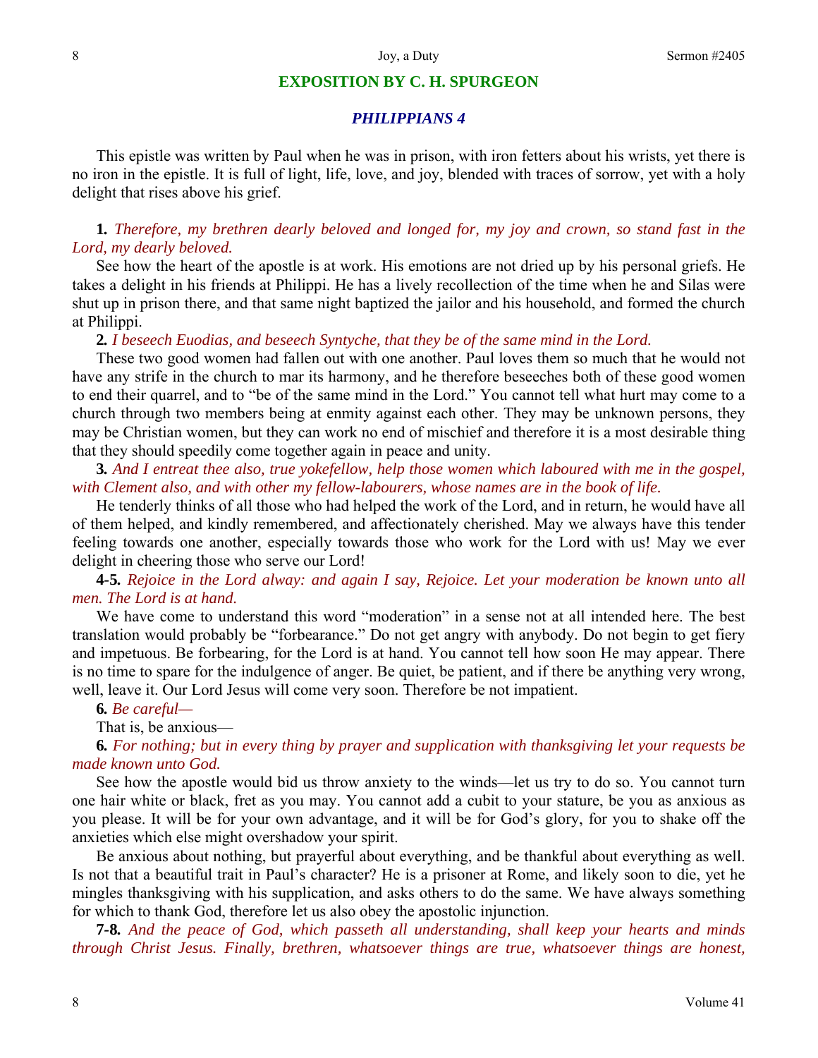## EXPOSITION BY C. H. SPURGEON

### *PHILIPPIANS 4*

This epistle was written by Paul when he was in prison, with iron fetters about his wrists, yet there is no iron in the epistle. It is full of light, life, love, and joy, blended with traces of sorrow, yet with a holy delight that rises above his grief.

**1.** *Therefore, my brethren dearly beloved and longed for, my joy and crown, so stand fast in the Lord, my dearly beloved.*

See how the heart of the apostle is at work. His emotions are not dried up by his personal griefs. He takes a delight in his friends at Philippi. He has a lively recollection of the time when he and Silas were shut up in prison there, and that same night baptized the jailor and his household, and formed the church at Philippi.

**2.** *I beseech Euodias, and beseech Syntyche, that they be of the same mind in the Lord.*

These two good women had fallen out with one another. Paul loves them so much that he would not have any strife in the church to mar its harmony, and he therefore beseeches both of these good women to end their quarrel, and to "be of the same mind in the Lord." You cannot tell what hurt may come to a church through two members being at enmity against each other. They may be unknown persons, they may be Christian women, but they can work no end of mischief and therefore it is a most desirable thing that they should speedily come together again in peace and unity.

**3.** *And I entreat thee also, true yokefellow, help those women which laboured with me in the gospel, with Clement also, and with other my fellow-labourers, whose names are in the book of life.*

He tenderly thinks of all those who had helped the work of the Lord, and in return, he would have all of them helped, and kindly remembered, and affectionately cherished. May we always have this tender feeling towards one another, especially towards those who work for the Lord with us! May we ever delight in cheering those who serve our Lord!

**4-5.** *Rejoice in the Lord alway: and again I say, Rejoice. Let your moderation be known unto all men. The Lord is at hand.*

We have come to understand this word "moderation" in a sense not at all intended here. The best translation would probably be "forbearance." Do not get angry with anybody. Do not begin to get fiery and impetuous. Be forbearing, for the Lord is at hand. You cannot tell how soon He may appear. There is no time to spare for the indulgence of anger. Be quiet, be patient, and if there be anything very wrong, well, leave it. Our Lord Jesus will come very soon. Therefore be not impatient.

**6.** *Be careful—*

That is, be anxious—

**6.** *For nothing; but in every thing by prayer and supplication with thanksgiving let your requests be made known unto God.*

See how the apostle would bid us throw anxiety to the winds—let us try to do so. You cannot turn one hair white or black, fret as you may. You cannot add a cubit to your stature, be you as anxious as you please. It will be for your own advantage, and it will be for God's glory, for you to shake off the anxieties which else might overshadow your spirit.

Be anxious about nothing, but prayerful about everything, and be thankful about everything as well. Is not that a beautiful trait in Paul's character? He is a prisoner at Rome, and likely soon to die, yet he mingles thanksgiving with his supplication, and asks others to do the same. We have always something for which to thank God, therefore let us also obey the apostolic injunction.

**7-8.** *And the peace of God, which passeth all understanding, shall keep your hearts and minds through Christ Jesus. Finally, brethren, whatsoever things are true, whatsoever things are honest,*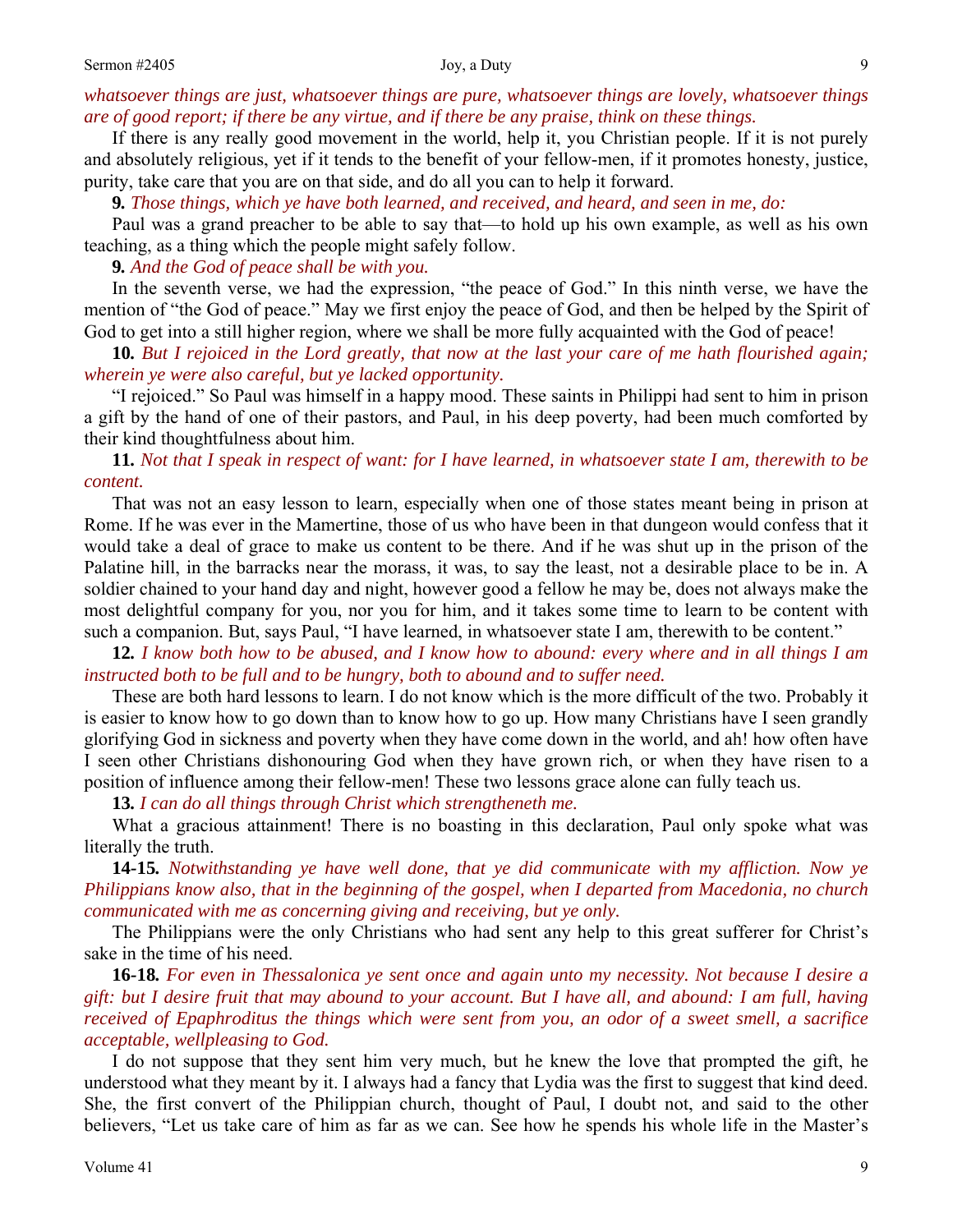*whatsoever things are just, whatsoever things are pure, whatsoever things are lovely, whatsoever things are of good report; if there be any virtue, and if there be any praise, think on these things.*

If there is any really good movement in the world, help it, you Christian people. If it is not purely and absolutely religious, yet if it tends to the benefit of your fellow-men, if it promotes honesty, justice, purity, take care that you are on that side, and do all you can to help it forward.

**9.** *Those things, which ye have both learned, and received, and heard, and seen in me, do:*

Paul was a grand preacher to be able to say that—to hold up his own example, as well as his own teaching, as a thing which the people might safely follow.

**9.** *And the God of peace shall be with you.*

In the seventh verse, we had the expression, "the peace of God." In this ninth verse, we have the mention of "the God of peace." May we first enjoy the peace of God, and then be helped by the Spirit of God to get into a still higher region, where we shall be more fully acquainted with the God of peace!

**10.** *But I rejoiced in the Lord greatly, that now at the last your care of me hath flourished again; wherein ye were also careful, but ye lacked opportunity.*

"I rejoiced." So Paul was himself in a happy mood. These saints in Philippi had sent to him in prison a gift by the hand of one of their pastors, and Paul, in his deep poverty, had been much comforted by their kind thoughtfulness about him.

**11.** *Not that I speak in respect of want: for I have learned, in whatsoever state I am, therewith to be content.*

That was not an easy lesson to learn, especially when one of those states meant being in prison at Rome. If he was ever in the Mamertine, those of us who have been in that dungeon would confess that it would take a deal of grace to make us content to be there. And if he was shut up in the prison of the Palatine hill, in the barracks near the morass, it was, to say the least, not a desirable place to be in. A soldier chained to your hand day and night, however good a fellow he may be, does not always make the most delightful company for you, nor you for him, and it takes some time to learn to be content with such a companion. But, says Paul, "I have learned, in whatsoever state I am, therewith to be content."

**12.** *I know both how to be abused, and I know how to abound: every where and in all things I am instructed both to be full and to be hungry, both to abound and to suffer need.*

These are both hard lessons to learn. I do not know which is the more difficult of the two. Probably it is easier to know how to go down than to know how to go up. How many Christians have I seen grandly glorifying God in sickness and poverty when they have come down in the world, and ah! how often have I seen other Christians dishonouring God when they have grown rich, or when they have risen to a position of influence among their fellow-men! These two lessons grace alone can fully teach us.

**13.** *I can do all things through Christ which strengtheneth me.*

What a gracious attainment! There is no boasting in this declaration, Paul only spoke what was literally the truth.

**14-15.** *Notwithstanding ye have well done, that ye did communicate with my affliction. Now ye Philippians know also, that in the beginning of the gospel, when I departed from Macedonia, no church communicated with me as concerning giving and receiving, but ye only.*

The Philippians were the only Christians who had sent any help to this great sufferer for Christ's sake in the time of his need.

**16-18.** *For even in Thessalonica ye sent once and again unto my necessity. Not because I desire a gift: but I desire fruit that may abound to your account. But I have all, and abound: I am full, having received of Epaphroditus the things which were sent from you, an odor of a sweet smell, a sacrifice acceptable, wellpleasing to God.*

I do not suppose that they sent him very much, but he knew the love that prompted the gift, he understood what they meant by it. I always had a fancy that Lydia was the first to suggest that kind deed. She, the first convert of the Philippian church, thought of Paul, I doubt not, and said to the other believers, "Let us take care of him as far as we can. See how he spends his whole life in the Master's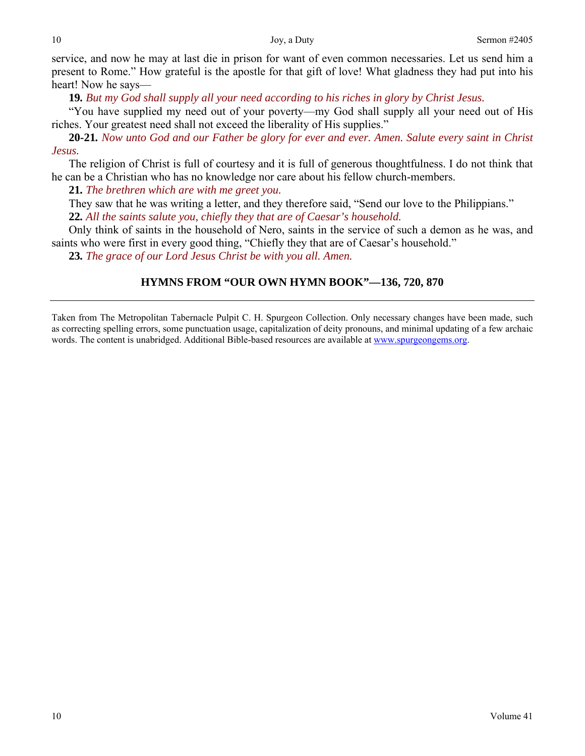service, and now he may at last die in prison for want of even common necessaries. Let us send him a present to Rome." How grateful is the apostle for that gift of love! What gladness they had put into his heart! Now he says—

**19.** *But my God shall supply all your need according to his riches in glory by Christ Jesus.*

"You have supplied my need out of your poverty—my God shall supply all your need out of His riches. Your greatest need shall not exceed the liberality of His supplies."

**20-21.** *Now unto God and our Father be glory for ever and ever. Amen. Salute every saint in Christ Jesus.*

The religion of Christ is full of courtesy and it is full of generous thoughtfulness. I do not think that he can be a Christian who has no knowledge nor care about his fellow church-members.

**21.** *The brethren which are with me greet you.*

They saw that he was writing a letter, and they therefore said, "Send our love to the Philippians."

**22.** *All the saints salute you, chiefly they that are of Caesar's household.*

Only think of saints in the household of Nero, saints in the service of such a demon as he was, and saints who were first in every good thing, "Chiefly they that are of Caesar's household."

**23.** *The grace of our Lord Jesus Christ be with you all. Amen.*

## HYMNS FROM "OUR OWN HYMN BOOK"—136, 720, 870

---

Taken from The Metropolitan Tabernacle Pulpit C. H. Spurgeon Collection. Only necessary changes have been made, such as correcting spelling errors, some punctuation usage, capitalization of deity pronouns, and minimal updating of a few archaic words. The content is unabridged. Additional Bible-based resources are available at www.spurgeongems.org.